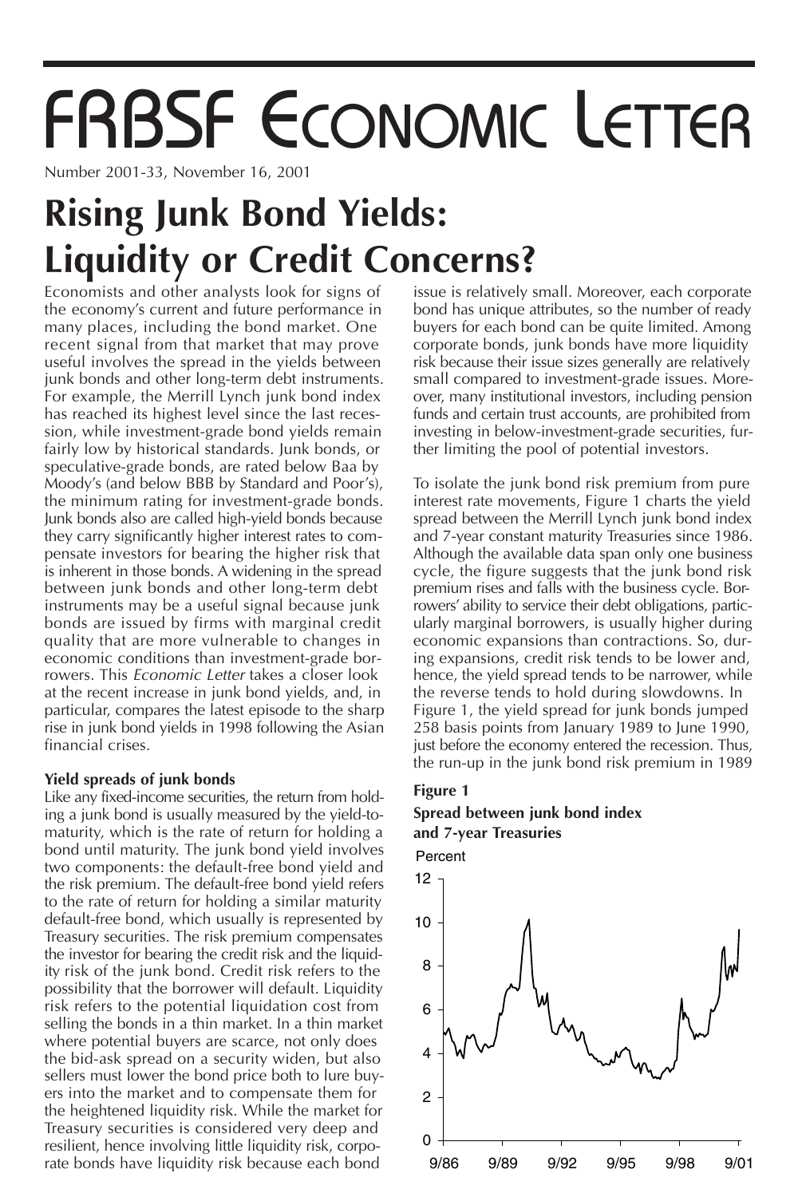# FRBSF Economic Letter

Number 2001-33, November 16, 2001

# Rising Junk Bond Yields: Liquidity or Credit Concerns?

Economists and other analysts look for signs of the economy's current and future performance in many places, including the bond market. One recent signal from that market that may prove useful involves the spread in the yields between junk bonds and other long-term debt instruments. For example, the Merrill Lynch junk bond index has reached its highest level since the last recession, while investment-grade bond yields remain fairly low by historical standards. Junk bonds, or speculative-grade bonds, are rated below Baa by Moody's (and below BBB by Standard and Poor's), the minimum rating for investment-grade bonds. Junk bonds also are called high-yield bonds because they carry significantly higher interest rates to compensate investors for bearing the higher risk that is inherent in those bonds. A widening in the spread between junk bonds and other long-term debt instruments may be a useful signal because junk bonds are issued by firms with marginal credit quality that are more vulnerable to changes in economic conditions than investment-grade borrowers. This *Economic Letter* takes a closer look at the recent increase in junk bond yields, and, in particular, compares the latest episode to the sharp rise in junk bond yields in 1998 following the Asian financial crises.

### Yield spreads of junk bonds

Like any fixed-income securities, the return from holding a junk bond is usually measured by the yield-to-maturity, which is the rate of return for holding a bond until maturity. The junk bond yield involves two components: the default-free bond yield and the risk premium. The default-free bond yield refers to the rate of return for holding a similar maturity default-free bond, which usually is represented by Treasury securities. The risk premium compensates the investor for bearing the credit risk and the liquidity risk of the junk bond. Credit risk refers to the possibility that the borrower will default. Liquidity risk refers to the potential liquidation cost from selling the bonds in a thin market. In a thin market where potential buyers are scarce, not only does the bid-ask spread on a security widen, but also sellers must lower the bond price both to lure buyers into the market and to compensate them for the heightened liquidity risk. While the market for Treasury securities is considered very deep and resilient, hence involving little liquidity risk, corporate bonds have liquidity risk because each bond issue is relatively small. Moreover, each corporate bond has unique attributes, so the number of ready buyers for each bond can be quite limited. Among corporate bonds, junk bonds have more liquidity risk because their issue sizes generally are relatively small compared to investment-grade issues. Moreover, many institutional investors, including pension funds and certain trust accounts, are prohibited from investing in below-investment-grade securities, further limiting the pool of potential investors.

To isolate the junk bond risk premium from pure interest rate movements, Figure 1 charts the yield spread between the Merrill Lynch junk bond index and 7-year constant maturity Treasuries since 1986. Although the available data span only one business cycle, the figure suggests that the junk bond risk premium rises and falls with the business cycle. Borrowers' ability to service their debt obligations, particularly marginal borrowers, is usually higher during economic expansions than contractions. So, during expansions, credit risk tends to be lower and, hence, the yield spread tends to be narrower, while the reverse tends to hold during slowdowns. In Figure 1, the yield spread for junk bonds jumped 258 basis points from January 1989 to June 1990, just before the economy entered the recession. Thus, the run-up in the junk bond risk premium in 1989

**Figure 1**
**Spread between junk bond index and 7-year Treasuries**

Percent

12
10
8
6
4
2
0

9/86 9/89 9/92 9/95 9/98 9/01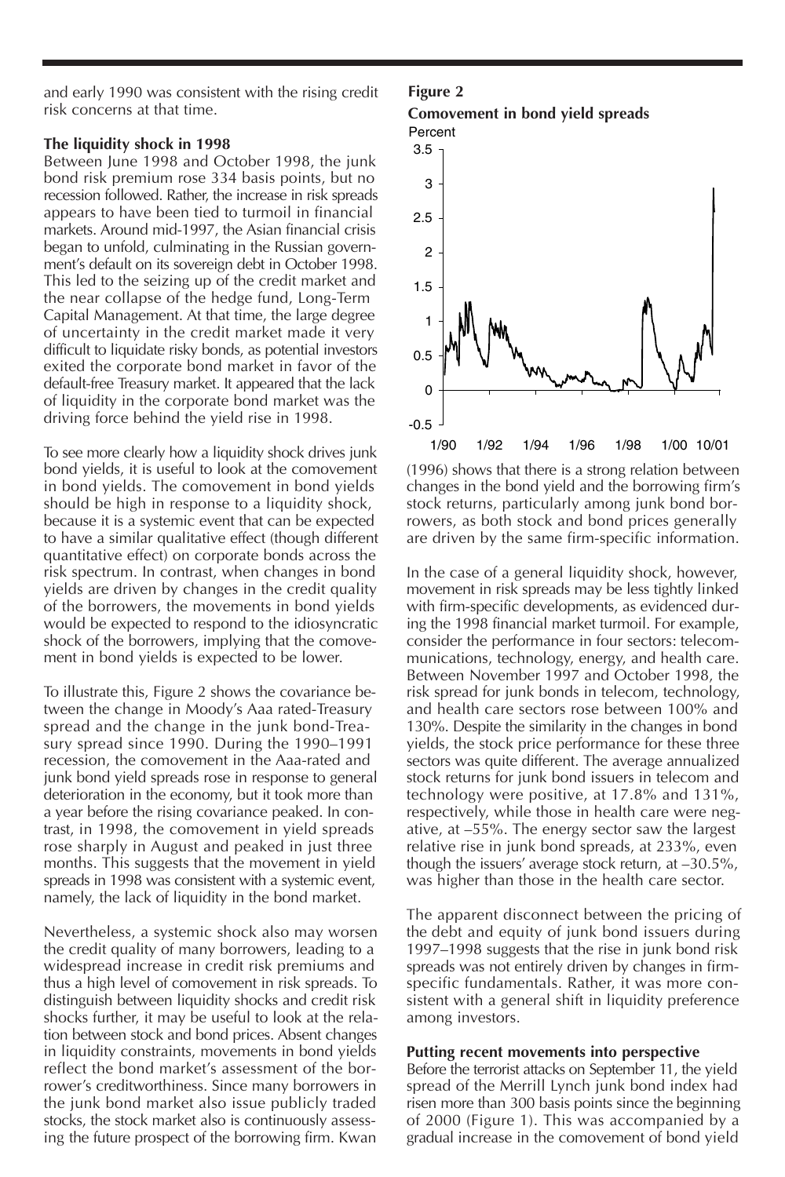and early 1990 was consistent with the rising credit risk concerns at that time.

**The liquidity shock in 1998**

Between June 1998 and October 1998, the junk bond risk premium rose 334 basis points, but no recession followed. Rather, the increase in risk spreads appears to have been tied to turmoil in financial markets. Around mid-1997, the Asian financial crisis began to unfold, culminating in the Russian government's default on its sovereign debt in October 1998. This led to the seizing up of the credit market and the near collapse of the hedge fund, Long-Term Capital Management. At that time, the large degree of uncertainty in the credit market made it very difficult to liquidate risky bonds, as potential investors exited the corporate bond market in favor of the default-free Treasury market. It appeared that the lack of liquidity in the corporate bond market was the driving force behind the yield rise in 1998.

To see more clearly how a liquidity shock drives junk bond yields, it is useful to look at the comovement in bond yields. The comovement in bond yields should be high in response to a liquidity shock, because it is a systemic event that can be expected to have a similar qualitative effect (though different quantitative effect) on corporate bonds across the risk spectrum. In contrast, when changes in bond yields are driven by changes in the credit quality of the borrowers, the movements in bond yields would be expected to respond to the idiosyncratic shock of the borrowers, implying that the comovement in bond yields is expected to be lower.

To illustrate this, Figure 2 shows the covariance between the change in Moody's Aaa rated-Treasury spread and the change in the junk bond-Treasury spread since 1990. During the 1990–1991 recession, the comovement in the Aaa-rated and junk bond yield spreads rose in response to general deterioration in the economy, but it took more than a year before the rising covariance peaked. In contrast, in 1998, the comovement in yield spreads rose sharply in August and peaked in just three months. This suggests that the movement in yield spreads in 1998 was consistent with a systemic event, namely, the lack of liquidity in the bond market.

Nevertheless, a systemic shock also may worsen the credit quality of many borrowers, leading to a widespread increase in credit risk premiums and thus a high level of comovement in risk spreads. To distinguish between liquidity shocks and credit risk shocks further, it may be useful to look at the relation between stock and bond prices. Absent changes in liquidity constraints, movements in bond yields reflect the bond market's assessment of the borrower's creditworthiness. Since many borrowers in the junk bond market also issue publicly traded stocks, the stock market also is continuously assessing the future prospect of the borrowing firm. Kwan (1996) shows that there is a strong relation between changes in the bond yield and the borrowing firm's stock returns, particularly among junk bond borrowers, as both stock and bond prices generally are driven by the same firm-specific information.

**Figure 2**

**Comovement in bond yield spreads**

Percent

3.5
3
2.5
2
1.5
1
0.5
0
-0.5

1/90 1/92 1/94 1/96 1/98 1/00 10/01

In the case of a general liquidity shock, however, movement in risk spreads may be less tightly linked with firm-specific developments, as evidenced during the 1998 financial market turmoil. For example, consider the performance in four sectors: telecommunications, technology, energy, and health care. Between November 1997 and October 1998, the risk spread for junk bonds in telecom, technology, and health care sectors rose between 100% and 130%. Despite the similarity in the changes in bond yields, the stock price performance for these three sectors was quite different. The average annualized stock returns for junk bond issuers in telecom and technology were positive, at 17.8% and 131%, respectively, while those in health care were negative, at –55%. The energy sector saw the largest relative rise in junk bond spreads, at 233%, even though the issuers' average stock return, at –30.5%, was higher than those in the health care sector.

The apparent disconnect between the pricing of the debt and equity of junk bond issuers during 1997–1998 suggests that the rise in junk bond risk spreads was not entirely driven by changes in firm-specific fundamentals. Rather, it was more consistent with a general shift in liquidity preference among investors.

**Putting recent movements into perspective**

Before the terrorist attacks on September 11, the yield spread of the Merrill Lynch junk bond index had risen more than 300 basis points since the beginning of 2000 (Figure 1). This was accompanied by a gradual increase in the comovement of bond yield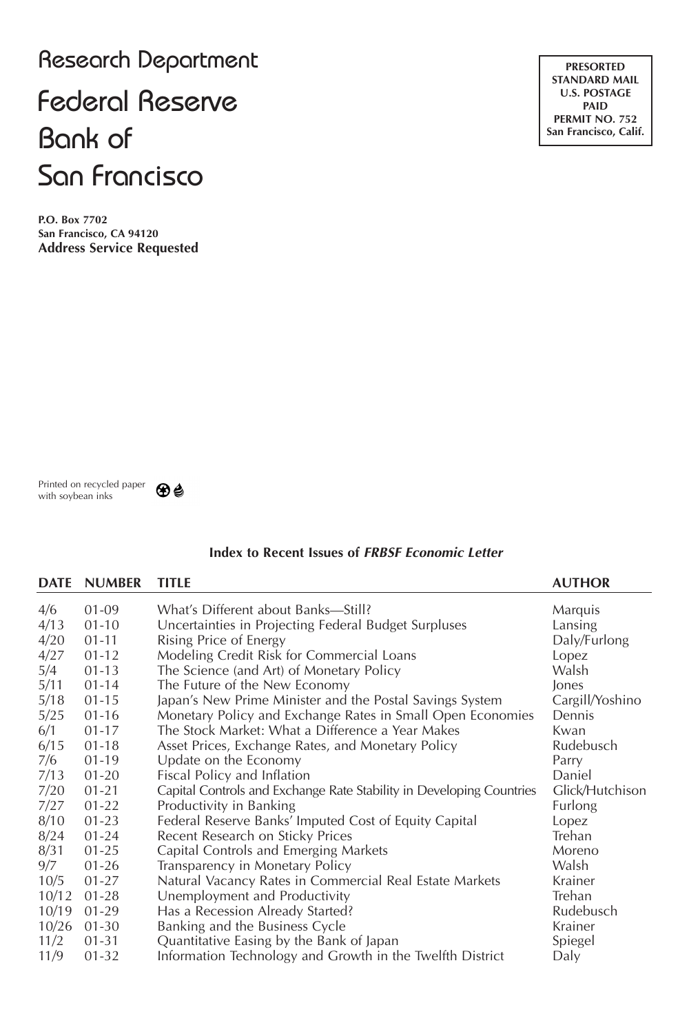# Research Department

# Federal Reserve Bank of San Francisco

**P.O. Box 7702**
**San Francisco, CA 94120**
**Address Service Requested**

**PRESORTED STANDARD MAIL U.S. POSTAGE PAID PERMIT NO. 752 San Francisco, Calif.**

Printed on recycled paper with soybean inks

**Index to Recent Issues of *FRBSF Economic Letter***

| DATE | NUMBER | TITLE | AUTHOR |
|---|---|---|---|
| 4/6 | 01-09 | What's Different about Banks—Still? | Marquis |
| 4/13 | 01-10 | Uncertainties in Projecting Federal Budget Surpluses | Lansing |
| 4/20 | 01-11 | Rising Price of Energy | Daly/Furlong |
| 4/27 | 01-12 | Modeling Credit Risk for Commercial Loans | Lopez |
| 5/4 | 01-13 | The Science (and Art) of Monetary Policy | Walsh |
| 5/11 | 01-14 | The Future of the New Economy | Jones |
| 5/18 | 01-15 | Japan's New Prime Minister and the Postal Savings System | Cargill/Yoshino |
| 5/25 | 01-16 | Monetary Policy and Exchange Rates in Small Open Economies | Dennis |
| 6/1 | 01-17 | The Stock Market: What a Difference a Year Makes | Kwan |
| 6/15 | 01-18 | Asset Prices, Exchange Rates, and Monetary Policy | Rudebusch |
| 7/6 | 01-19 | Update on the Economy | Parry |
| 7/13 | 01-20 | Fiscal Policy and Inflation | Daniel |
| 7/20 | 01-21 | Capital Controls and Exchange Rate Stability in Developing Countries | Glick/Hutchison |
| 7/27 | 01-22 | Productivity in Banking | Furlong |
| 8/10 | 01-23 | Federal Reserve Banks' Imputed Cost of Equity Capital | Lopez |
| 8/24 | 01-24 | Recent Research on Sticky Prices | Trehan |
| 8/31 | 01-25 | Capital Controls and Emerging Markets | Moreno |
| 9/7 | 01-26 | Transparency in Monetary Policy | Walsh |
| 10/5 | 01-27 | Natural Vacancy Rates in Commercial Real Estate Markets | Krainer |
| 10/12 | 01-28 | Unemployment and Productivity | Trehan |
| 10/19 | 01-29 | Has a Recession Already Started? | Rudebusch |
| 10/26 | 01-30 | Banking and the Business Cycle | Krainer |
| 11/2 | 01-31 | Quantitative Easing by the Bank of Japan | Spiegel |
| 11/9 | 01-32 | Information Technology and Growth in the Twelfth District | Daly |